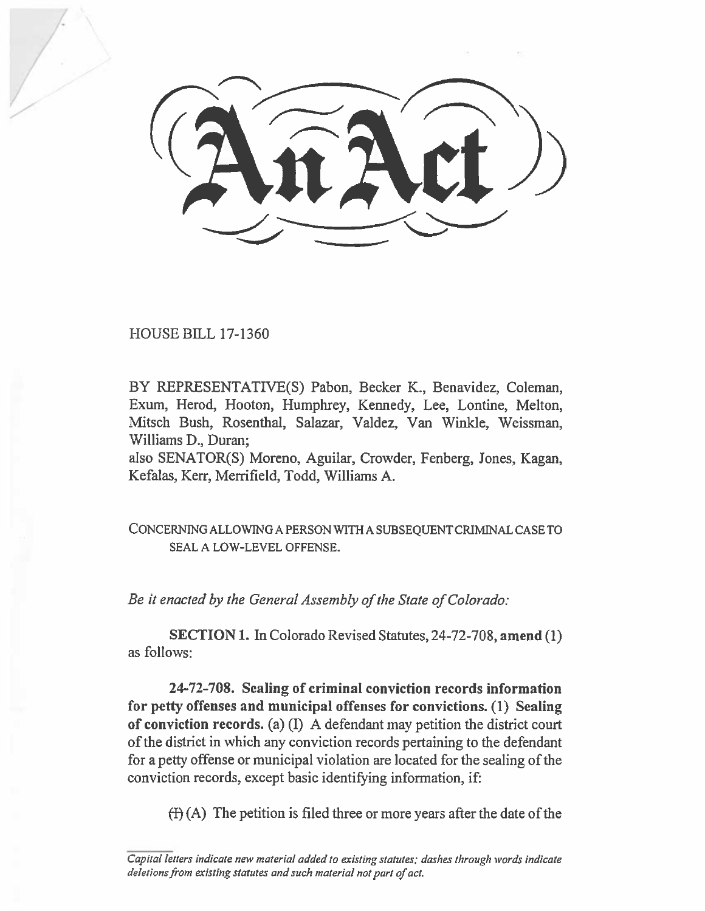# An Act

HOUSE BILL 17-1360

BY REPRESENTATIVE(S) Pabon, Becker K., Benavidez, Coleman, Exum, Herod, Hooton, Humphrey, Kennedy, Lee, Lontine, Melton, Mitsch Bush, Rosenthal, Salazar, Valdez, Van Winkle, Weissman, Williams D., Duran;
also SENATOR(S) Moreno, Aguilar, Crowder, Fenberg, Jones, Kagan, Kefalas, Kerr, Merrifield, Todd, Williams A.

CONCERNING ALLOWING A PERSON WITH A SUBSEQUENT CRIMINAL CASE TO SEAL A LOW-LEVEL OFFENSE.

*Be it enacted by the General Assembly of the State of Colorado:*

**SECTION 1.** In Colorado Revised Statutes, 24-72-708, **amend** (1) as follows:

**24-72-708. Sealing of criminal conviction records information for petty offenses and municipal offenses for convictions.** (1) **Sealing of conviction records.** (a) (I) A defendant may petition the district court of the district in which any conviction records pertaining to the defendant for a petty offense or municipal violation are located for the sealing of the conviction records, except basic identifying information, if:

~~(I)~~ (A) The petition is filed three or more years after the date of the

*Capital letters indicate new material added to existing statutes; dashes through words indicate deletions from existing statutes and such material not part of act.*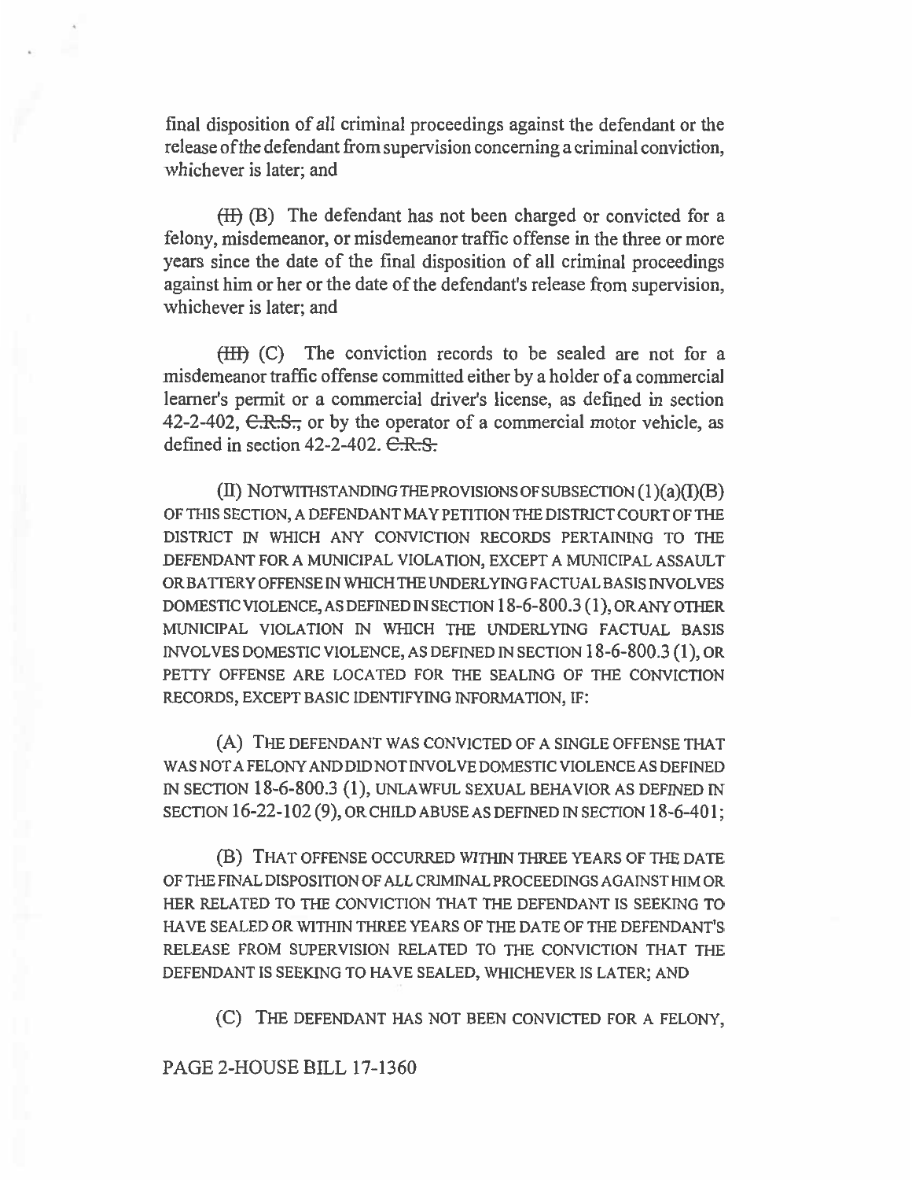final disposition of all criminal proceedings against the defendant or the release of the defendant from supervision concerning a criminal conviction, whichever is later; and

~~(II)~~ (B) The defendant has not been charged or convicted for a felony, misdemeanor, or misdemeanor traffic offense in the three or more years since the date of the final disposition of all criminal proceedings against him or her or the date of the defendant's release from supervision, whichever is later; and

~~(III)~~ (C) The conviction records to be sealed are not for a misdemeanor traffic offense committed either by a holder of a commercial learner's permit or a commercial driver's license, as defined in section 42-2-402, ~~C.R.S.,~~ or by the operator of a commercial motor vehicle, as defined in section 42-2-402. ~~C.R.S.~~

(II) NOTWITHSTANDING THE PROVISIONS OF SUBSECTION (1)(a)(I)(B) OF THIS SECTION, A DEFENDANT MAY PETITION THE DISTRICT COURT OF THE DISTRICT IN WHICH ANY CONVICTION RECORDS PERTAINING TO THE DEFENDANT FOR A MUNICIPAL VIOLATION, EXCEPT A MUNICIPAL ASSAULT OR BATTERY OFFENSE IN WHICH THE UNDERLYING FACTUAL BASIS INVOLVES DOMESTIC VIOLENCE, AS DEFINED IN SECTION 18-6-800.3 (1), OR ANY OTHER MUNICIPAL VIOLATION IN WHICH THE UNDERLYING FACTUAL BASIS INVOLVES DOMESTIC VIOLENCE, AS DEFINED IN SECTION 18-6-800.3 (1), OR PETTY OFFENSE ARE LOCATED FOR THE SEALING OF THE CONVICTION RECORDS, EXCEPT BASIC IDENTIFYING INFORMATION, IF:

(A) THE DEFENDANT WAS CONVICTED OF A SINGLE OFFENSE THAT WAS NOT A FELONY AND DID NOT INVOLVE DOMESTIC VIOLENCE AS DEFINED IN SECTION 18-6-800.3 (1), UNLAWFUL SEXUAL BEHAVIOR AS DEFINED IN SECTION 16-22-102 (9), OR CHILD ABUSE AS DEFINED IN SECTION 18-6-401;

(B) THAT OFFENSE OCCURRED WITHIN THREE YEARS OF THE DATE OF THE FINAL DISPOSITION OF ALL CRIMINAL PROCEEDINGS AGAINST HIM OR HER RELATED TO THE CONVICTION THAT THE DEFENDANT IS SEEKING TO HAVE SEALED OR WITHIN THREE YEARS OF THE DATE OF THE DEFENDANT'S RELEASE FROM SUPERVISION RELATED TO THE CONVICTION THAT THE DEFENDANT IS SEEKING TO HAVE SEALED, WHICHEVER IS LATER; AND

(C) THE DEFENDANT HAS NOT BEEN CONVICTED FOR A FELONY,

PAGE 2-HOUSE BILL 17-1360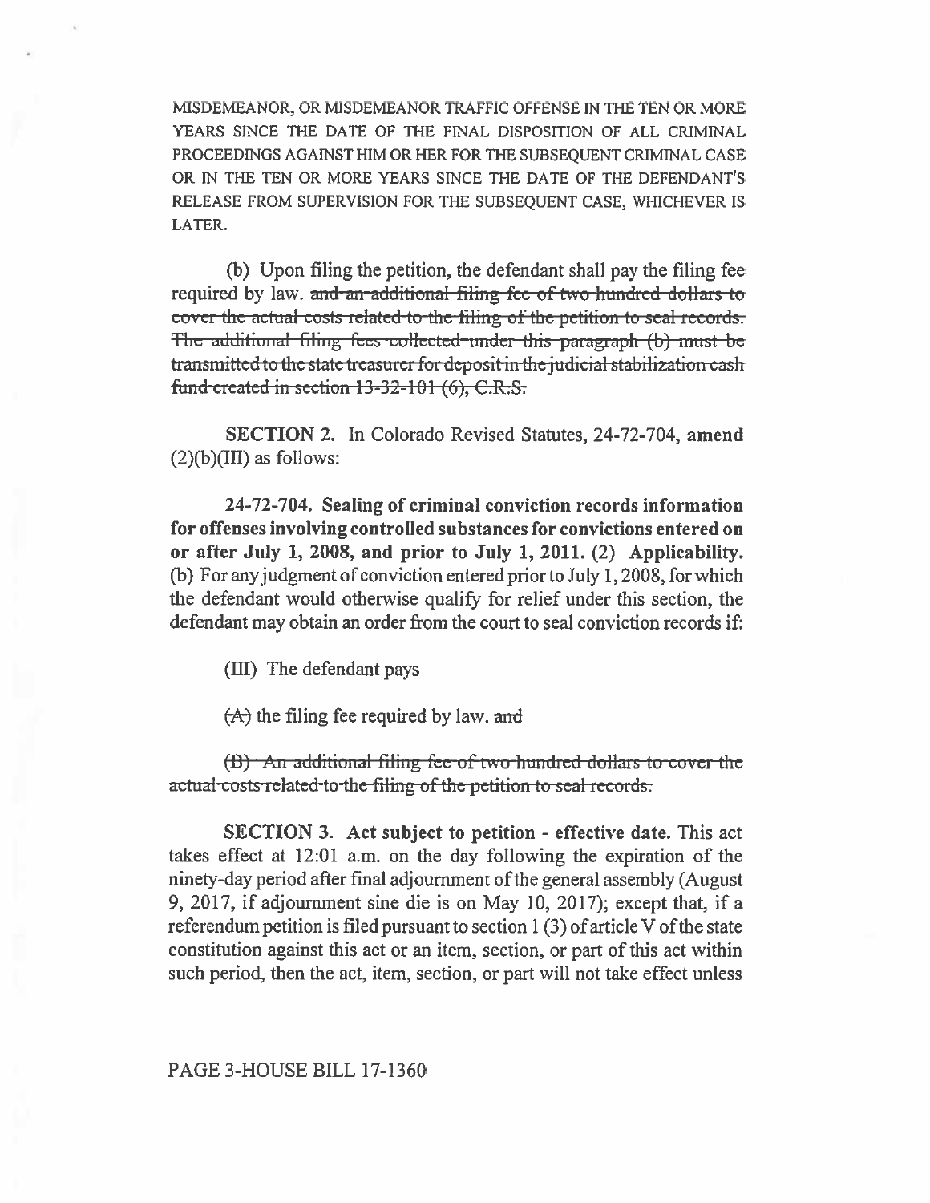MISDEMEANOR, OR MISDEMEANOR TRAFFIC OFFENSE IN THE TEN OR MORE YEARS SINCE THE DATE OF THE FINAL DISPOSITION OF ALL CRIMINAL PROCEEDINGS AGAINST HIM OR HER FOR THE SUBSEQUENT CRIMINAL CASE OR IN THE TEN OR MORE YEARS SINCE THE DATE OF THE DEFENDANT'S RELEASE FROM SUPERVISION FOR THE SUBSEQUENT CASE, WHICHEVER IS LATER.

(b) Upon filing the petition, the defendant shall pay the filing fee required by law. ~~and an additional filing fee of two hundred dollars to cover the actual costs related to the filing of the petition to seal records. The additional filing fees collected under this paragraph (b) must be transmitted to the state treasurer for deposit in the judicial stabilization cash fund created in section 13-32-101 (6), C.R.S.~~

**SECTION 2.** In Colorado Revised Statutes, 24-72-704, **amend** (2)(b)(III) as follows:

**24-72-704. Sealing of criminal conviction records information for offenses involving controlled substances for convictions entered on or after July 1, 2008, and prior to July 1, 2011. (2) Applicability.** (b) For any judgment of conviction entered prior to July 1, 2008, for which the defendant would otherwise qualify for relief under this section, the defendant may obtain an order from the court to seal conviction records if:

(III) The defendant pays

~~(A)~~ the filing fee required by law. ~~and~~

~~(B) An additional filing fee of two hundred dollars to cover the actual costs related to the filing of the petition to seal records.~~

**SECTION 3. Act subject to petition - effective date.** This act takes effect at 12:01 a.m. on the day following the expiration of the ninety-day period after final adjournment of the general assembly (August 9, 2017, if adjournment sine die is on May 10, 2017); except that, if a referendum petition is filed pursuant to section 1 (3) of article V of the state constitution against this act or an item, section, or part of this act within such period, then the act, item, section, or part will not take effect unless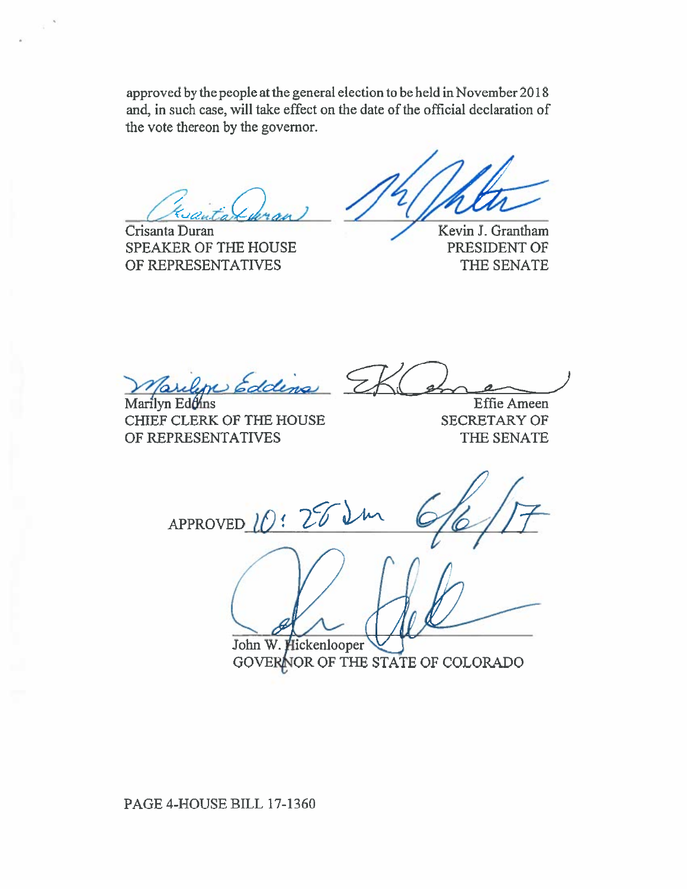approved by the people at the general election to be held in November 2018 and, in such case, will take effect on the date of the official declaration of the vote thereon by the governor.

Crisanta Duran
SPEAKER OF THE HOUSE
OF REPRESENTATIVES

Kevin J. Grantham
PRESIDENT OF
THE SENATE

Marilyn Eddins
CHIEF CLERK OF THE HOUSE
OF REPRESENTATIVES

Effie Ameen
SECRETARY OF
THE SENATE

APPROVED 10:25 am 6/6/17

John W. Hickenlooper
GOVERNOR OF THE STATE OF COLORADO

PAGE 4-HOUSE BILL 17-1360